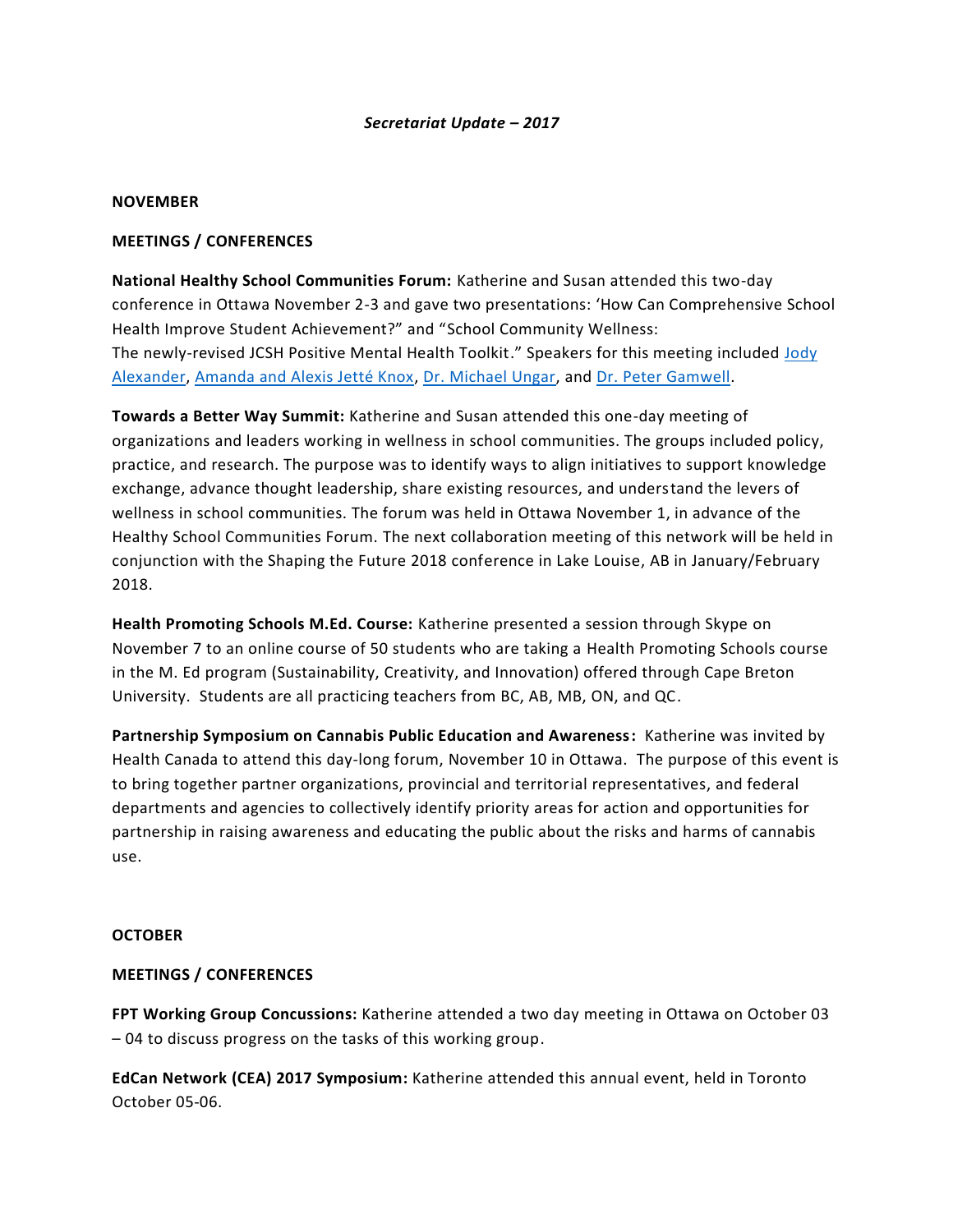*Secretariat Update – 2017*

**NOVEMBER**

**MEETINGS / CONFERENCES**

**National Healthy School Communities Forum:** Katherine and Susan attended this two-day conference in Ottawa November 2-3 and gave two presentations: 'How Can Comprehensive School Health Improve Student Achievement?" and "School Community Wellness: The newly-revised JCSH Positive Mental Health Toolkit." Speakers for this meeting included Jody Alexander, Amanda and Alexis Jetté Knox, Dr. Michael Ungar, and Dr. Peter Gamwell.

**Towards a Better Way Summit:** Katherine and Susan attended this one-day meeting of organizations and leaders working in wellness in school communities. The groups included policy, practice, and research. The purpose was to identify ways to align initiatives to support knowledge exchange, advance thought leadership, share existing resources, and understand the levers of wellness in school communities. The forum was held in Ottawa November 1, in advance of the Healthy School Communities Forum. The next collaboration meeting of this network will be held in conjunction with the Shaping the Future 2018 conference in Lake Louise, AB in January/February 2018.

**Health Promoting Schools M.Ed. Course:** Katherine presented a session through Skype on November 7 to an online course of 50 students who are taking a Health Promoting Schools course in the M. Ed program (Sustainability, Creativity, and Innovation) offered through Cape Breton University. Students are all practicing teachers from BC, AB, MB, ON, and QC.

**Partnership Symposium on Cannabis Public Education and Awareness:** Katherine was invited by Health Canada to attend this day-long forum, November 10 in Ottawa. The purpose of this event is to bring together partner organizations, provincial and territorial representatives, and federal departments and agencies to collectively identify priority areas for action and opportunities for partnership in raising awareness and educating the public about the risks and harms of cannabis use.

**OCTOBER**

**MEETINGS / CONFERENCES**

**FPT Working Group Concussions:** Katherine attended a two day meeting in Ottawa on October 03 – 04 to discuss progress on the tasks of this working group.

**EdCan Network (CEA) 2017 Symposium:** Katherine attended this annual event, held in Toronto October 05-06.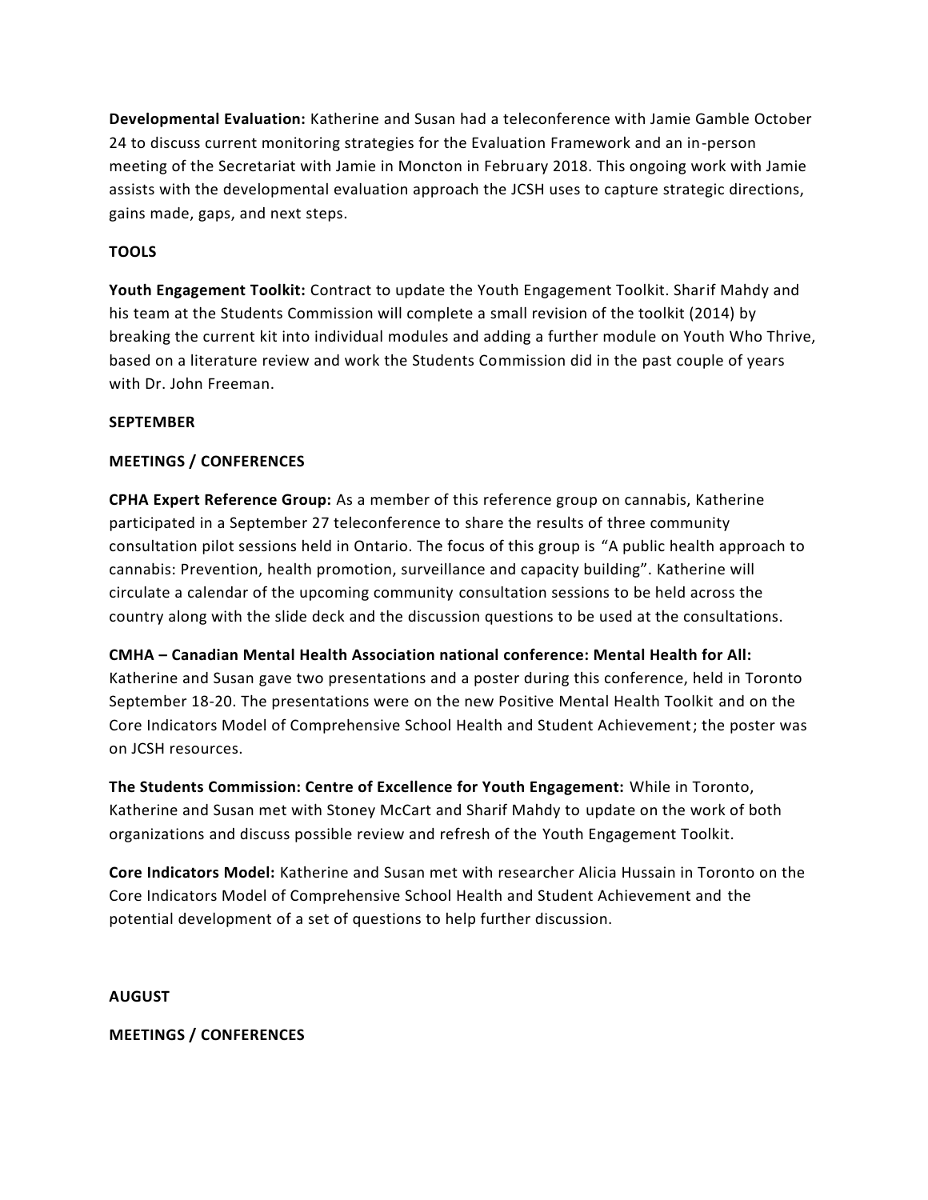**Developmental Evaluation:** Katherine and Susan had a teleconference with Jamie Gamble October 24 to discuss current monitoring strategies for the Evaluation Framework and an in-person meeting of the Secretariat with Jamie in Moncton in February 2018. This ongoing work with Jamie assists with the developmental evaluation approach the JCSH uses to capture strategic directions, gains made, gaps, and next steps.

**TOOLS**

**Youth Engagement Toolkit:** Contract to update the Youth Engagement Toolkit. Sharif Mahdy and his team at the Students Commission will complete a small revision of the toolkit (2014) by breaking the current kit into individual modules and adding a further module on Youth Who Thrive, based on a literature review and work the Students Commission did in the past couple of years with Dr. John Freeman.

**SEPTEMBER**

**MEETINGS / CONFERENCES**

**CPHA Expert Reference Group:** As a member of this reference group on cannabis, Katherine participated in a September 27 teleconference to share the results of three community consultation pilot sessions held in Ontario. The focus of this group is "A public health approach to cannabis: Prevention, health promotion, surveillance and capacity building". Katherine will circulate a calendar of the upcoming community consultation sessions to be held across the country along with the slide deck and the discussion questions to be used at the consultations.

**CMHA – Canadian Mental Health Association national conference: Mental Health for All:** Katherine and Susan gave two presentations and a poster during this conference, held in Toronto September 18-20. The presentations were on the new Positive Mental Health Toolkit and on the Core Indicators Model of Comprehensive School Health and Student Achievement; the poster was on JCSH resources.

**The Students Commission: Centre of Excellence for Youth Engagement:** While in Toronto, Katherine and Susan met with Stoney McCart and Sharif Mahdy to update on the work of both organizations and discuss possible review and refresh of the Youth Engagement Toolkit.

**Core Indicators Model:** Katherine and Susan met with researcher Alicia Hussain in Toronto on the Core Indicators Model of Comprehensive School Health and Student Achievement and the potential development of a set of questions to help further discussion.

**AUGUST**

**MEETINGS / CONFERENCES**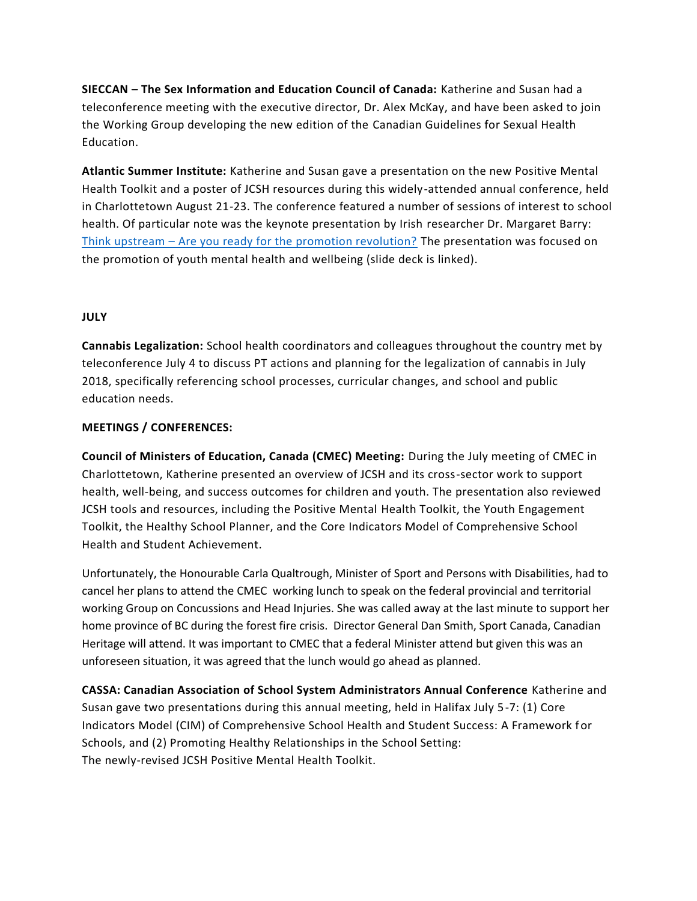**SIECCAN – The Sex Information and Education Council of Canada:** Katherine and Susan had a teleconference meeting with the executive director, Dr. Alex McKay, and have been asked to join the Working Group developing the new edition of the Canadian Guidelines for Sexual Health Education.

**Atlantic Summer Institute:** Katherine and Susan gave a presentation on the new Positive Mental Health Toolkit and a poster of JCSH resources during this widely-attended annual conference, held in Charlottetown August 21-23. The conference featured a number of sessions of interest to school health. Of particular note was the keynote presentation by Irish researcher Dr. Margaret Barry: Think upstream – Are you ready for the promotion revolution? The presentation was focused on the promotion of youth mental health and wellbeing (slide deck is linked).

**JULY**

**Cannabis Legalization:** School health coordinators and colleagues throughout the country met by teleconference July 4 to discuss PT actions and planning for the legalization of cannabis in July 2018, specifically referencing school processes, curricular changes, and school and public education needs.

**MEETINGS / CONFERENCES:**

**Council of Ministers of Education, Canada (CMEC) Meeting:** During the July meeting of CMEC in Charlottetown, Katherine presented an overview of JCSH and its cross-sector work to support health, well-being, and success outcomes for children and youth. The presentation also reviewed JCSH tools and resources, including the Positive Mental Health Toolkit, the Youth Engagement Toolkit, the Healthy School Planner, and the Core Indicators Model of Comprehensive School Health and Student Achievement.

Unfortunately, the Honourable Carla Qualtrough, Minister of Sport and Persons with Disabilities, had to cancel her plans to attend the CMEC working lunch to speak on the federal provincial and territorial working Group on Concussions and Head Injuries. She was called away at the last minute to support her home province of BC during the forest fire crisis. Director General Dan Smith, Sport Canada, Canadian Heritage will attend. It was important to CMEC that a federal Minister attend but given this was an unforeseen situation, it was agreed that the lunch would go ahead as planned.

**CASSA: Canadian Association of School System Administrators Annual Conference** Katherine and Susan gave two presentations during this annual meeting, held in Halifax July 5-7: (1) Core Indicators Model (CIM) of Comprehensive School Health and Student Success: A Framework for Schools, and (2) Promoting Healthy Relationships in the School Setting: The newly-revised JCSH Positive Mental Health Toolkit.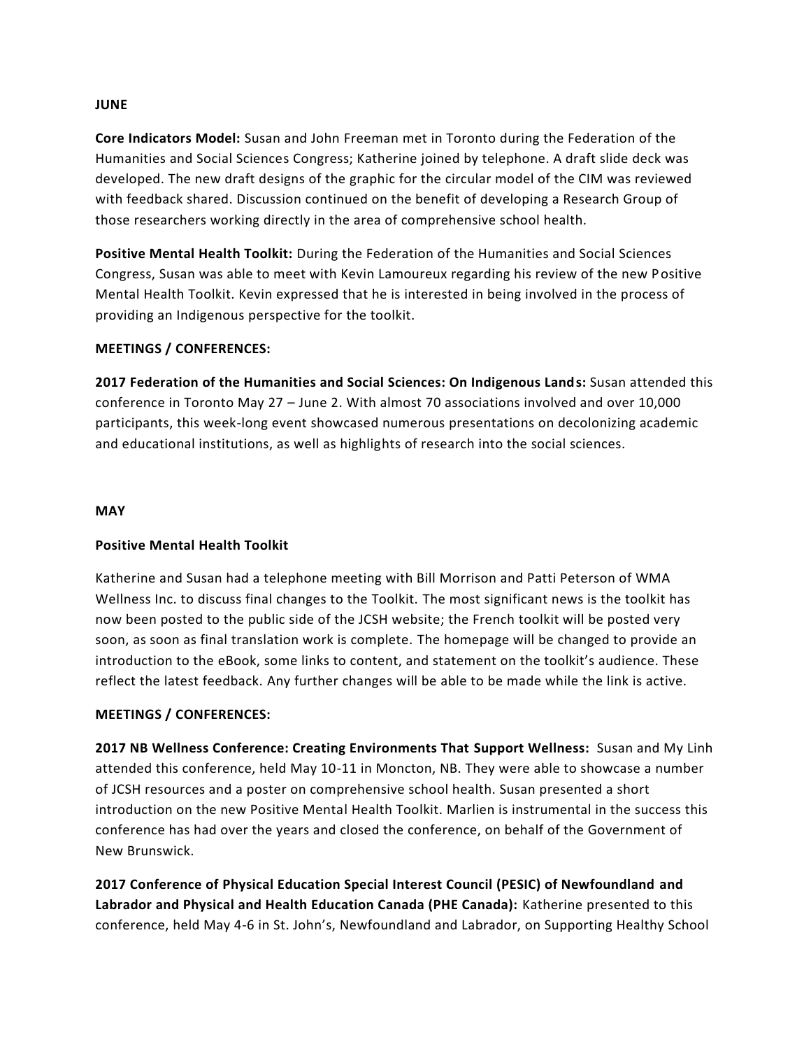**JUNE**

**Core Indicators Model:** Susan and John Freeman met in Toronto during the Federation of the Humanities and Social Sciences Congress; Katherine joined by telephone. A draft slide deck was developed. The new draft designs of the graphic for the circular model of the CIM was reviewed with feedback shared. Discussion continued on the benefit of developing a Research Group of those researchers working directly in the area of comprehensive school health.

**Positive Mental Health Toolkit:** During the Federation of the Humanities and Social Sciences Congress, Susan was able to meet with Kevin Lamoureux regarding his review of the new Positive Mental Health Toolkit. Kevin expressed that he is interested in being involved in the process of providing an Indigenous perspective for the toolkit.

**MEETINGS / CONFERENCES:**

**2017 Federation of the Humanities and Social Sciences: On Indigenous Lands:** Susan attended this conference in Toronto May 27 – June 2. With almost 70 associations involved and over 10,000 participants, this week-long event showcased numerous presentations on decolonizing academic and educational institutions, as well as highlights of research into the social sciences.

**MAY**

**Positive Mental Health Toolkit**

Katherine and Susan had a telephone meeting with Bill Morrison and Patti Peterson of WMA Wellness Inc. to discuss final changes to the Toolkit. The most significant news is the toolkit has now been posted to the public side of the JCSH website; the French toolkit will be posted very soon, as soon as final translation work is complete. The homepage will be changed to provide an introduction to the eBook, some links to content, and statement on the toolkit's audience. These reflect the latest feedback. Any further changes will be able to be made while the link is active.

**MEETINGS / CONFERENCES:**

**2017 NB Wellness Conference: Creating Environments That Support Wellness:** Susan and My Linh attended this conference, held May 10-11 in Moncton, NB. They were able to showcase a number of JCSH resources and a poster on comprehensive school health. Susan presented a short introduction on the new Positive Mental Health Toolkit. Marlien is instrumental in the success this conference has had over the years and closed the conference, on behalf of the Government of New Brunswick.

**2017 Conference of Physical Education Special Interest Council (PESIC) of Newfoundland and Labrador and Physical and Health Education Canada (PHE Canada):** Katherine presented to this conference, held May 4-6 in St. John's, Newfoundland and Labrador, on Supporting Healthy School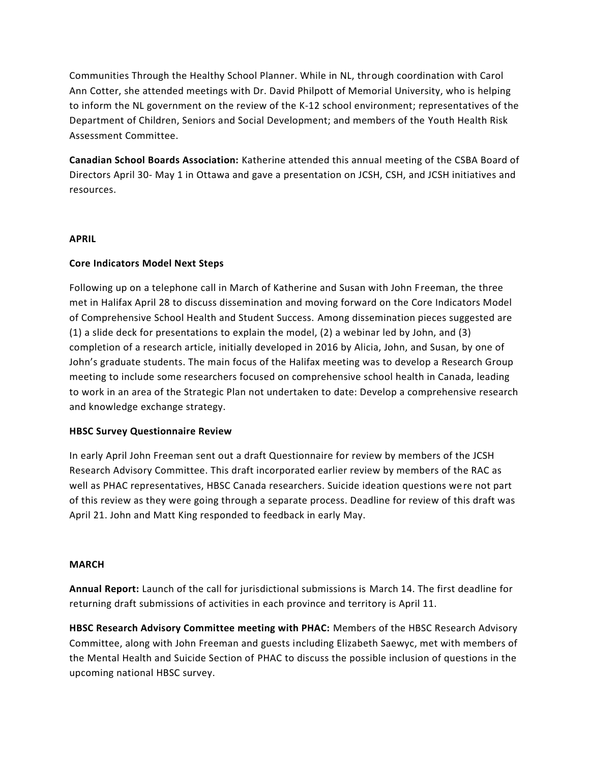Communities Through the Healthy School Planner. While in NL, through coordination with Carol Ann Cotter, she attended meetings with Dr. David Philpott of Memorial University, who is helping to inform the NL government on the review of the K-12 school environment; representatives of the Department of Children, Seniors and Social Development; and members of the Youth Health Risk Assessment Committee.

**Canadian School Boards Association:** Katherine attended this annual meeting of the CSBA Board of Directors April 30- May 1 in Ottawa and gave a presentation on JCSH, CSH, and JCSH initiatives and resources.

**APRIL**

**Core Indicators Model Next Steps**

Following up on a telephone call in March of Katherine and Susan with John Freeman, the three met in Halifax April 28 to discuss dissemination and moving forward on the Core Indicators Model of Comprehensive School Health and Student Success. Among dissemination pieces suggested are (1) a slide deck for presentations to explain the model, (2) a webinar led by John, and (3) completion of a research article, initially developed in 2016 by Alicia, John, and Susan, by one of John's graduate students. The main focus of the Halifax meeting was to develop a Research Group meeting to include some researchers focused on comprehensive school health in Canada, leading to work in an area of the Strategic Plan not undertaken to date: Develop a comprehensive research and knowledge exchange strategy.

**HBSC Survey Questionnaire Review**

In early April John Freeman sent out a draft Questionnaire for review by members of the JCSH Research Advisory Committee. This draft incorporated earlier review by members of the RAC as well as PHAC representatives, HBSC Canada researchers. Suicide ideation questions were not part of this review as they were going through a separate process. Deadline for review of this draft was April 21. John and Matt King responded to feedback in early May.

**MARCH**

**Annual Report:** Launch of the call for jurisdictional submissions is March 14. The first deadline for returning draft submissions of activities in each province and territory is April 11.

**HBSC Research Advisory Committee meeting with PHAC:** Members of the HBSC Research Advisory Committee, along with John Freeman and guests including Elizabeth Saewyc, met with members of the Mental Health and Suicide Section of PHAC to discuss the possible inclusion of questions in the upcoming national HBSC survey.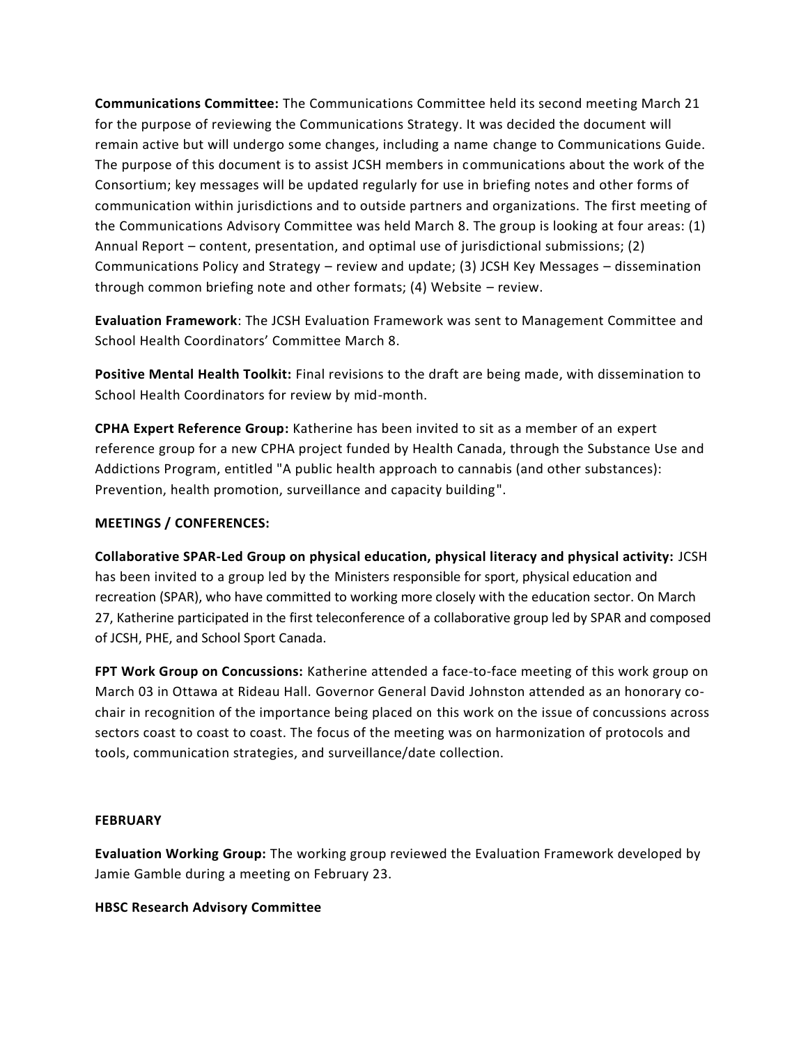**Communications Committee:** The Communications Committee held its second meeting March 21 for the purpose of reviewing the Communications Strategy. It was decided the document will remain active but will undergo some changes, including a name change to Communications Guide. The purpose of this document is to assist JCSH members in communications about the work of the Consortium; key messages will be updated regularly for use in briefing notes and other forms of communication within jurisdictions and to outside partners and organizations. The first meeting of the Communications Advisory Committee was held March 8. The group is looking at four areas: (1) Annual Report – content, presentation, and optimal use of jurisdictional submissions; (2) Communications Policy and Strategy – review and update; (3) JCSH Key Messages – dissemination through common briefing note and other formats; (4) Website – review.

**Evaluation Framework**: The JCSH Evaluation Framework was sent to Management Committee and School Health Coordinators' Committee March 8.

**Positive Mental Health Toolkit:** Final revisions to the draft are being made, with dissemination to School Health Coordinators for review by mid-month.

**CPHA Expert Reference Group:** Katherine has been invited to sit as a member of an expert reference group for a new CPHA project funded by Health Canada, through the Substance Use and Addictions Program, entitled "A public health approach to cannabis (and other substances): Prevention, health promotion, surveillance and capacity building".

**MEETINGS / CONFERENCES:**

**Collaborative SPAR-Led Group on physical education, physical literacy and physical activity:** JCSH has been invited to a group led by the Ministers responsible for sport, physical education and recreation (SPAR), who have committed to working more closely with the education sector. On March 27, Katherine participated in the first teleconference of a collaborative group led by SPAR and composed of JCSH, PHE, and School Sport Canada.

**FPT Work Group on Concussions:** Katherine attended a face-to-face meeting of this work group on March 03 in Ottawa at Rideau Hall. Governor General David Johnston attended as an honorary co-chair in recognition of the importance being placed on this work on the issue of concussions across sectors coast to coast to coast. The focus of the meeting was on harmonization of protocols and tools, communication strategies, and surveillance/date collection.

**FEBRUARY**

**Evaluation Working Group:** The working group reviewed the Evaluation Framework developed by Jamie Gamble during a meeting on February 23.

**HBSC Research Advisory Committee**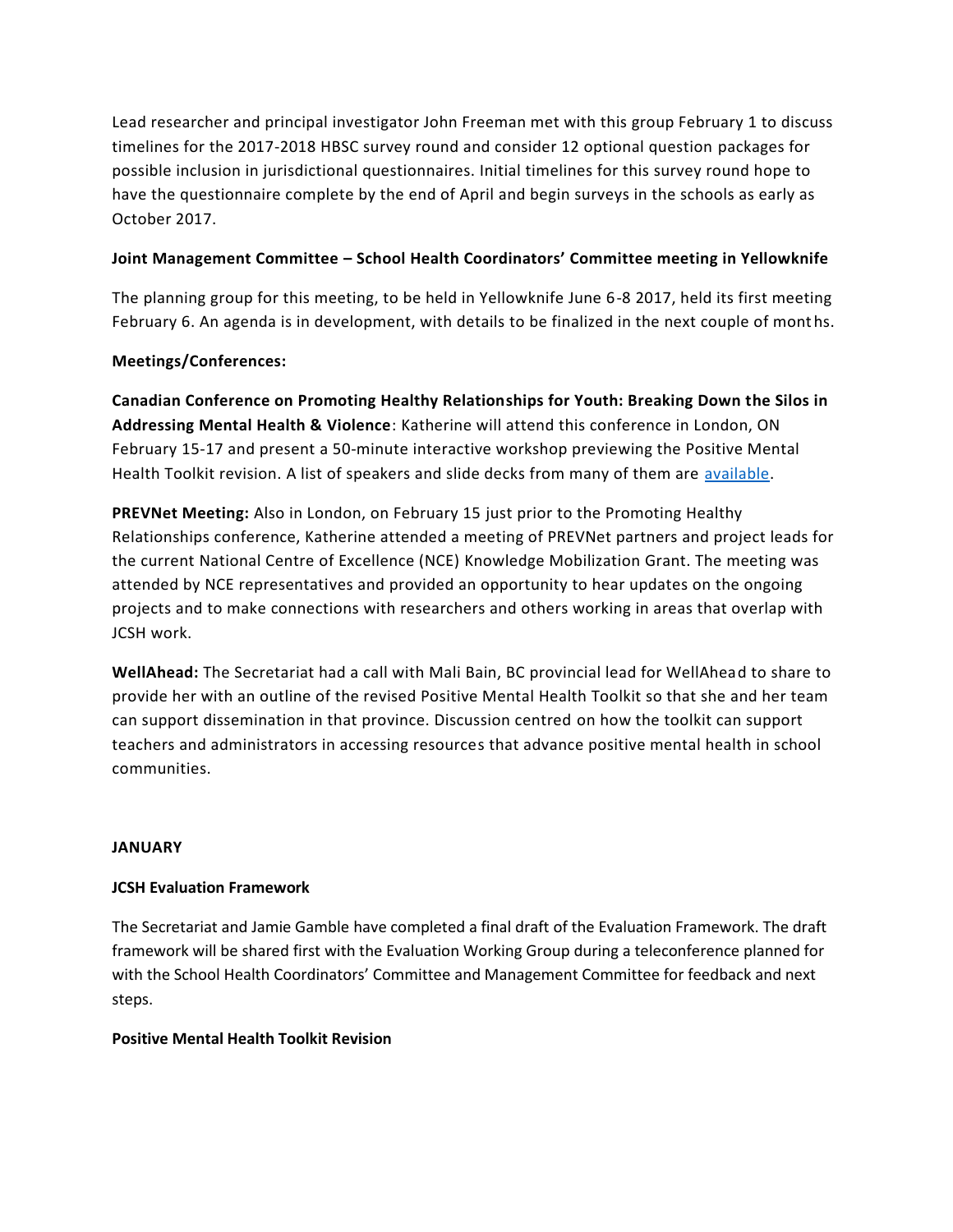Lead researcher and principal investigator John Freeman met with this group February 1 to discuss timelines for the 2017-2018 HBSC survey round and consider 12 optional question packages for possible inclusion in jurisdictional questionnaires. Initial timelines for this survey round hope to have the questionnaire complete by the end of April and begin surveys in the schools as early as October 2017.

**Joint Management Committee – School Health Coordinators' Committee meeting in Yellowknife**

The planning group for this meeting, to be held in Yellowknife June 6-8 2017, held its first meeting February 6. An agenda is in development, with details to be finalized in the next couple of months.

**Meetings/Conferences:**

**Canadian Conference on Promoting Healthy Relationships for Youth: Breaking Down the Silos in Addressing Mental Health & Violence**: Katherine will attend this conference in London, ON February 15-17 and present a 50-minute interactive workshop previewing the Positive Mental Health Toolkit revision. A list of speakers and slide decks from many of them are available.

**PREVNet Meeting:** Also in London, on February 15 just prior to the Promoting Healthy Relationships conference, Katherine attended a meeting of PREVNet partners and project leads for the current National Centre of Excellence (NCE) Knowledge Mobilization Grant. The meeting was attended by NCE representatives and provided an opportunity to hear updates on the ongoing projects and to make connections with researchers and others working in areas that overlap with JCSH work.

**WellAhead:** The Secretariat had a call with Mali Bain, BC provincial lead for WellAhead to share to provide her with an outline of the revised Positive Mental Health Toolkit so that she and her team can support dissemination in that province. Discussion centred on how the toolkit can support teachers and administrators in accessing resources that advance positive mental health in school communities.

**JANUARY**

**JCSH Evaluation Framework**

The Secretariat and Jamie Gamble have completed a final draft of the Evaluation Framework. The draft framework will be shared first with the Evaluation Working Group during a teleconference planned for with the School Health Coordinators' Committee and Management Committee for feedback and next steps.

**Positive Mental Health Toolkit Revision**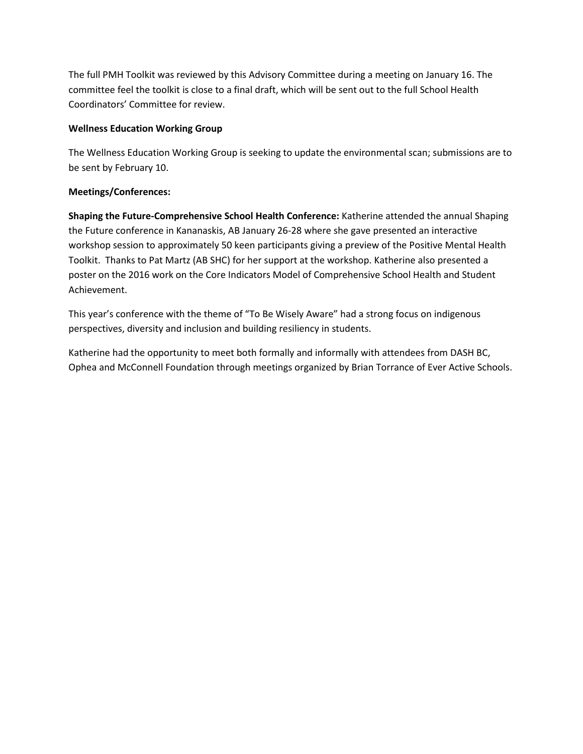The full PMH Toolkit was reviewed by this Advisory Committee during a meeting on January 16. The committee feel the toolkit is close to a final draft, which will be sent out to the full School Health Coordinators' Committee for review.

**Wellness Education Working Group**

The Wellness Education Working Group is seeking to update the environmental scan; submissions are to be sent by February 10.

**Meetings/Conferences:**

**Shaping the Future-Comprehensive School Health Conference:** Katherine attended the annual Shaping the Future conference in Kananaskis, AB January 26-28 where she gave presented an interactive workshop session to approximately 50 keen participants giving a preview of the Positive Mental Health Toolkit. Thanks to Pat Martz (AB SHC) for her support at the workshop. Katherine also presented a poster on the 2016 work on the Core Indicators Model of Comprehensive School Health and Student Achievement.

This year's conference with the theme of "To Be Wisely Aware" had a strong focus on indigenous perspectives, diversity and inclusion and building resiliency in students.

Katherine had the opportunity to meet both formally and informally with attendees from DASH BC, Ophea and McConnell Foundation through meetings organized by Brian Torrance of Ever Active Schools.